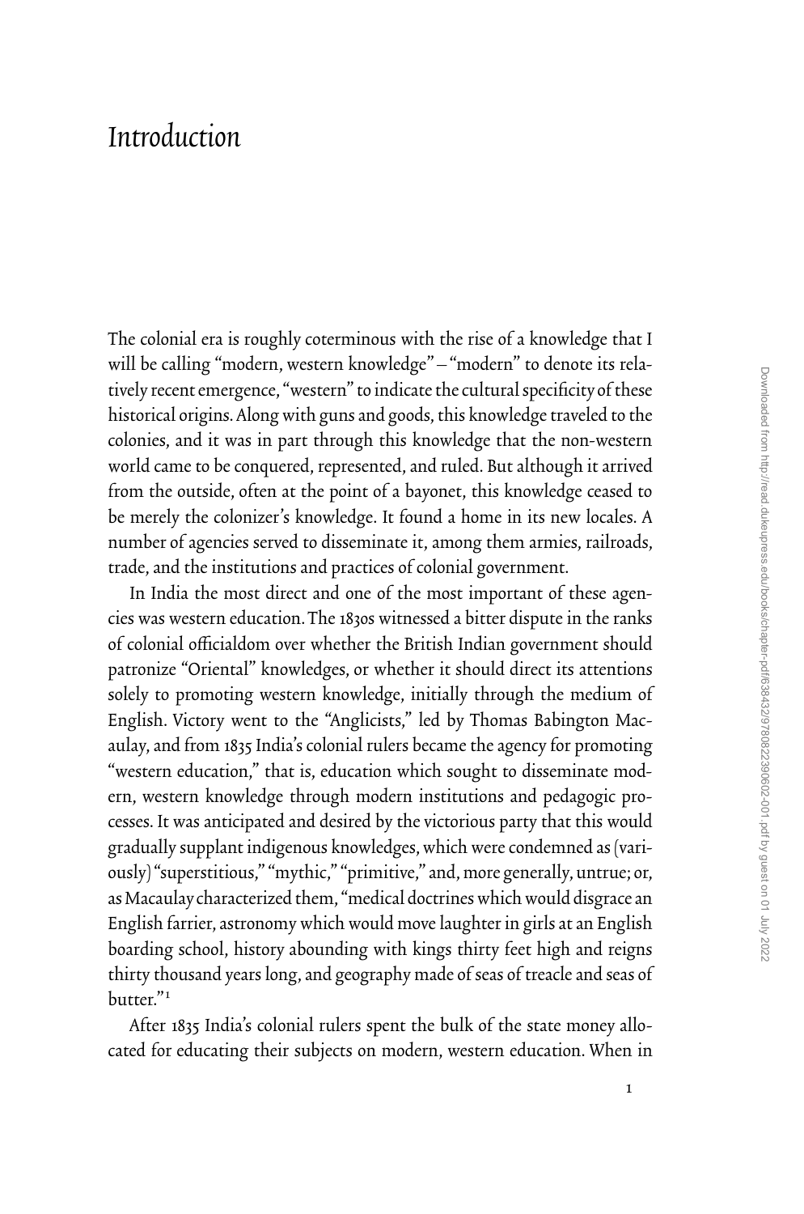# Introduction

The colonial era is roughly coterminous with the rise of a knowledge that I will be calling "modern, western knowledge" – "modern" to denote its relatively recent emergence, "western" to indicate the cultural specificity of these historical origins. Along with guns and goods, this knowledge traveled to the colonies, and it was in part through this knowledge that the non-western world came to be conquered, represented, and ruled. But although it arrived from the outside, often at the point of a bayonet, this knowledge ceased to be merely the colonizer's knowledge. It found a home in its new locales. A number of agencies served to disseminate it, among them armies, railroads, trade, and the institutions and practices of colonial government.

In India the most direct and one of the most important of these agencies was western education. The 1830s witnessed a bitter dispute in the ranks of colonial officialdom over whether the British Indian government should patronize "Oriental" knowledges, or whether it should direct its attentions solely to promoting western knowledge, initially through the medium of English. Victory went to the "Anglicists," led by Thomas Babington Macaulay, and from 1835 India's colonial rulers became the agency for promoting "western education," that is, education which sought to disseminate modern, western knowledge through modern institutions and pedagogic processes. It was anticipated and desired by the victorious party that this would gradually supplant indigenous knowledges, which were condemned as (variously) "superstitious," "mythic," "primitive," and, more generally, untrue; or, as Macaulay characterized them, "medical doctrines which would disgrace an English farrier, astronomy which would move laughter in girls at an English boarding school, history abounding with kings thirty feet high and reigns thirty thousand years long, and geography made of seas of treacle and seas of butter."[1]

After 1835 India's colonial rulers spent the bulk of the state money allocated for educating their subjects on modern, western education. When in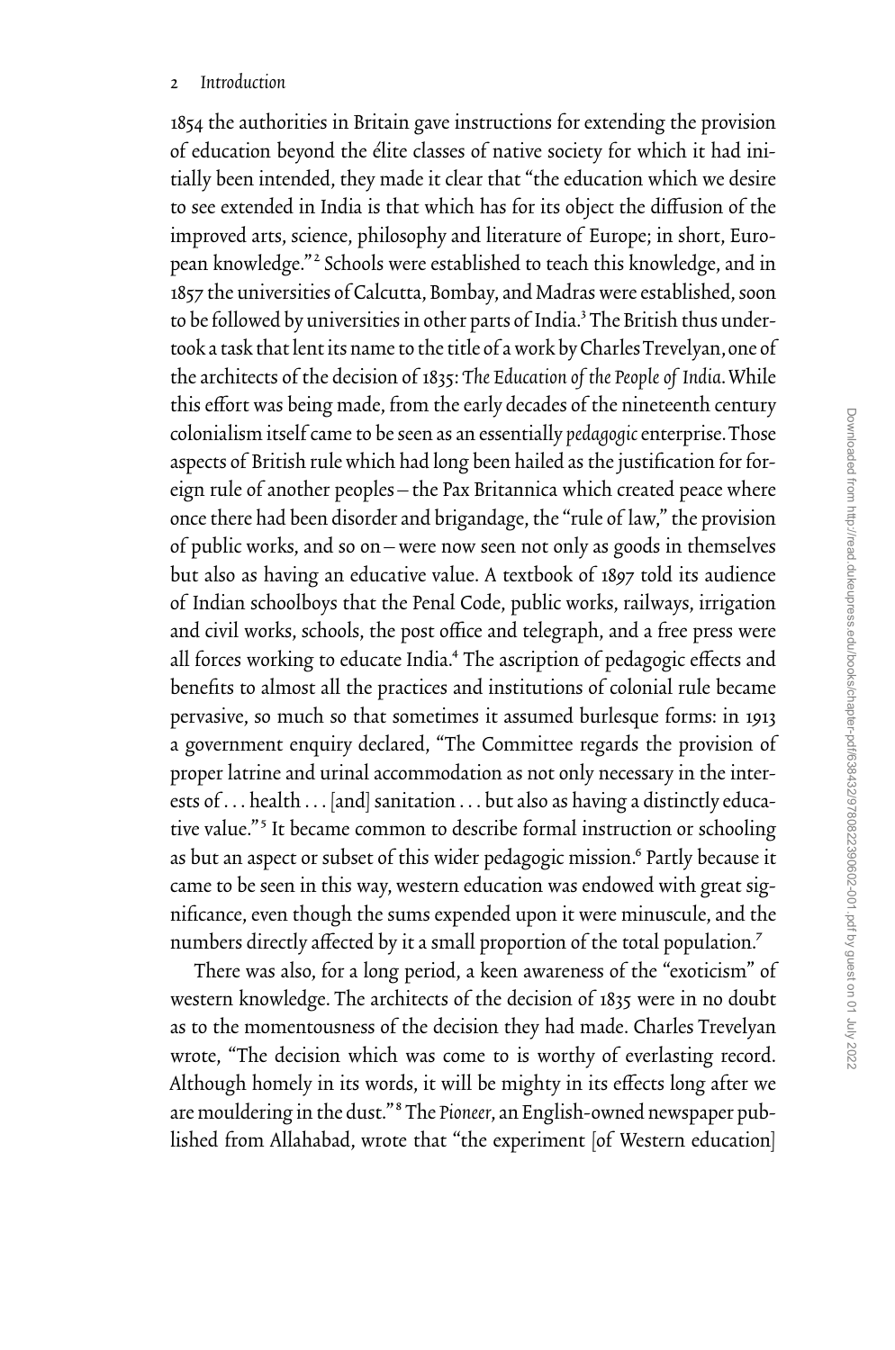1854 the authorities in Britain gave instructions for extending the provision of education beyond the élite classes of native society for which it had initially been intended, they made it clear that "the education which we desire to see extended in India is that which has for its object the diffusion of the improved arts, science, philosophy and literature of Europe; in short, European knowledge."[2] Schools were established to teach this knowledge, and in 1857 the universities of Calcutta, Bombay, and Madras were established, soon to be followed by universities in other parts of India.[3] The British thus undertook a task that lent its name to the title of a work by Charles Trevelyan, one of the architects of the decision of 1835: *The Education of the People of India*. While this effort was being made, from the early decades of the nineteenth century colonialism itself came to be seen as an essentially *pedagogic* enterprise. Those aspects of British rule which had long been hailed as the justification for foreign rule of another peoples — the Pax Britannica which created peace where once there had been disorder and brigandage, the "rule of law," the provision of public works, and so on — were now seen not only as goods in themselves but also as having an educative value. A textbook of 1897 told its audience of Indian schoolboys that the Penal Code, public works, railways, irrigation and civil works, schools, the post office and telegraph, and a free press were all forces working to educate India.[4] The ascription of pedagogic effects and benefits to almost all the practices and institutions of colonial rule became pervasive, so much so that sometimes it assumed burlesque forms: in 1913 a government enquiry declared, "The Committee regards the provision of proper latrine and urinal accommodation as not only necessary in the interests of . . . health . . . [and] sanitation . . . but also as having a distinctly educative value."[5] It became common to describe formal instruction or schooling as but an aspect or subset of this wider pedagogic mission.[6] Partly because it came to be seen in this way, western education was endowed with great significance, even though the sums expended upon it were minuscule, and the numbers directly affected by it a small proportion of the total population.[7]

There was also, for a long period, a keen awareness of the "exoticism" of western knowledge. The architects of the decision of 1835 were in no doubt as to the momentousness of the decision they had made. Charles Trevelyan wrote, "The decision which was come to is worthy of everlasting record. Although homely in its words, it will be mighty in its effects long after we are mouldering in the dust."[8] The *Pioneer*, an English-owned newspaper published from Allahabad, wrote that "the experiment [of Western education]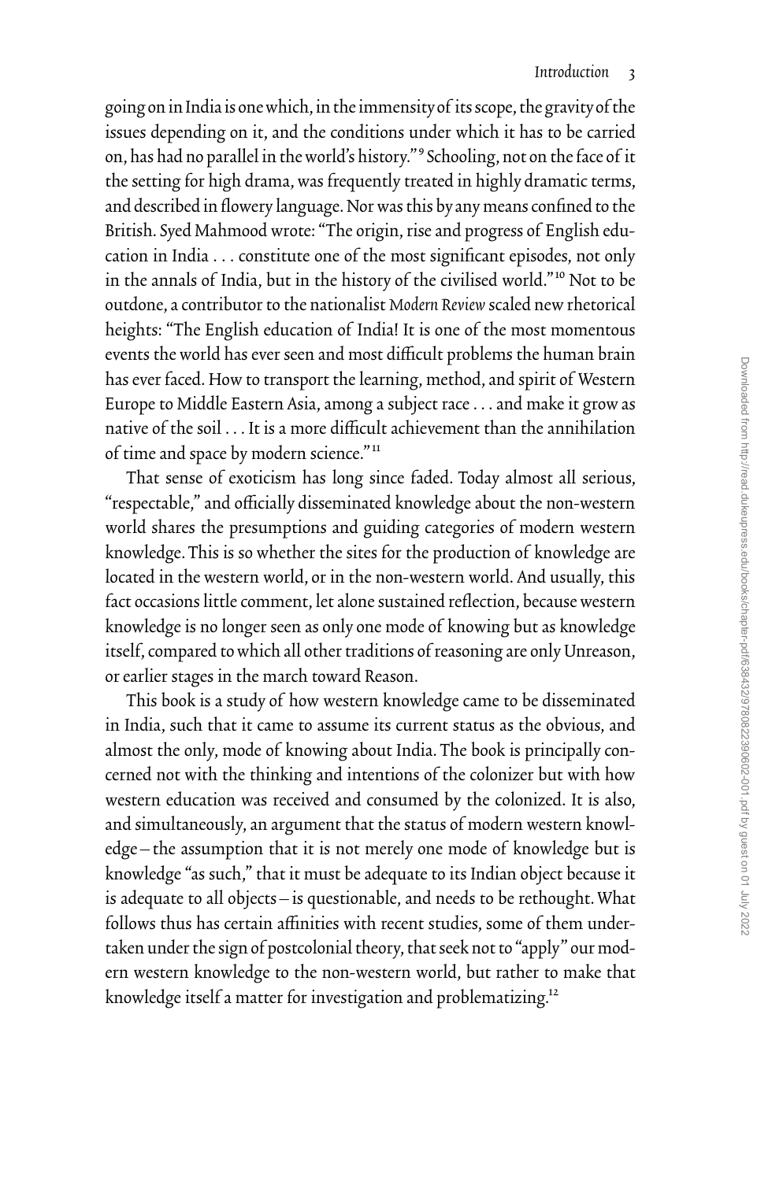going on in India is one which, in the immensity of its scope, the gravity of the issues depending on it, and the conditions under which it has to be carried on, has had no parallel in the world's history."[9] Schooling, not on the face of it the setting for high drama, was frequently treated in highly dramatic terms, and described in flowery language. Nor was this by any means confined to the British. Syed Mahmood wrote: "The origin, rise and progress of English education in India . . . constitute one of the most significant episodes, not only in the annals of India, but in the history of the civilised world."[10] Not to be outdone, a contributor to the nationalist *Modern Review* scaled new rhetorical heights: "The English education of India! It is one of the most momentous events the world has ever seen and most difficult problems the human brain has ever faced. How to transport the learning, method, and spirit of Western Europe to Middle Eastern Asia, among a subject race . . . and make it grow as native of the soil . . . It is a more difficult achievement than the annihilation of time and space by modern science."[11]

That sense of exoticism has long since faded. Today almost all serious, "respectable," and officially disseminated knowledge about the non-western world shares the presumptions and guiding categories of modern western knowledge. This is so whether the sites for the production of knowledge are located in the western world, or in the non-western world. And usually, this fact occasions little comment, let alone sustained reflection, because western knowledge is no longer seen as only one mode of knowing but as knowledge itself, compared to which all other traditions of reasoning are only Unreason, or earlier stages in the march toward Reason.

This book is a study of how western knowledge came to be disseminated in India, such that it came to assume its current status as the obvious, and almost the only, mode of knowing about India. The book is principally concerned not with the thinking and intentions of the colonizer but with how western education was received and consumed by the colonized. It is also, and simultaneously, an argument that the status of modern western knowledge—the assumption that it is not merely one mode of knowledge but is knowledge "as such," that it must be adequate to its Indian object because it is adequate to all objects—is questionable, and needs to be rethought. What follows thus has certain affinities with recent studies, some of them undertaken under the sign of postcolonial theory, that seek not to "apply" our modern western knowledge to the non-western world, but rather to make that knowledge itself a matter for investigation and problematizing.[12]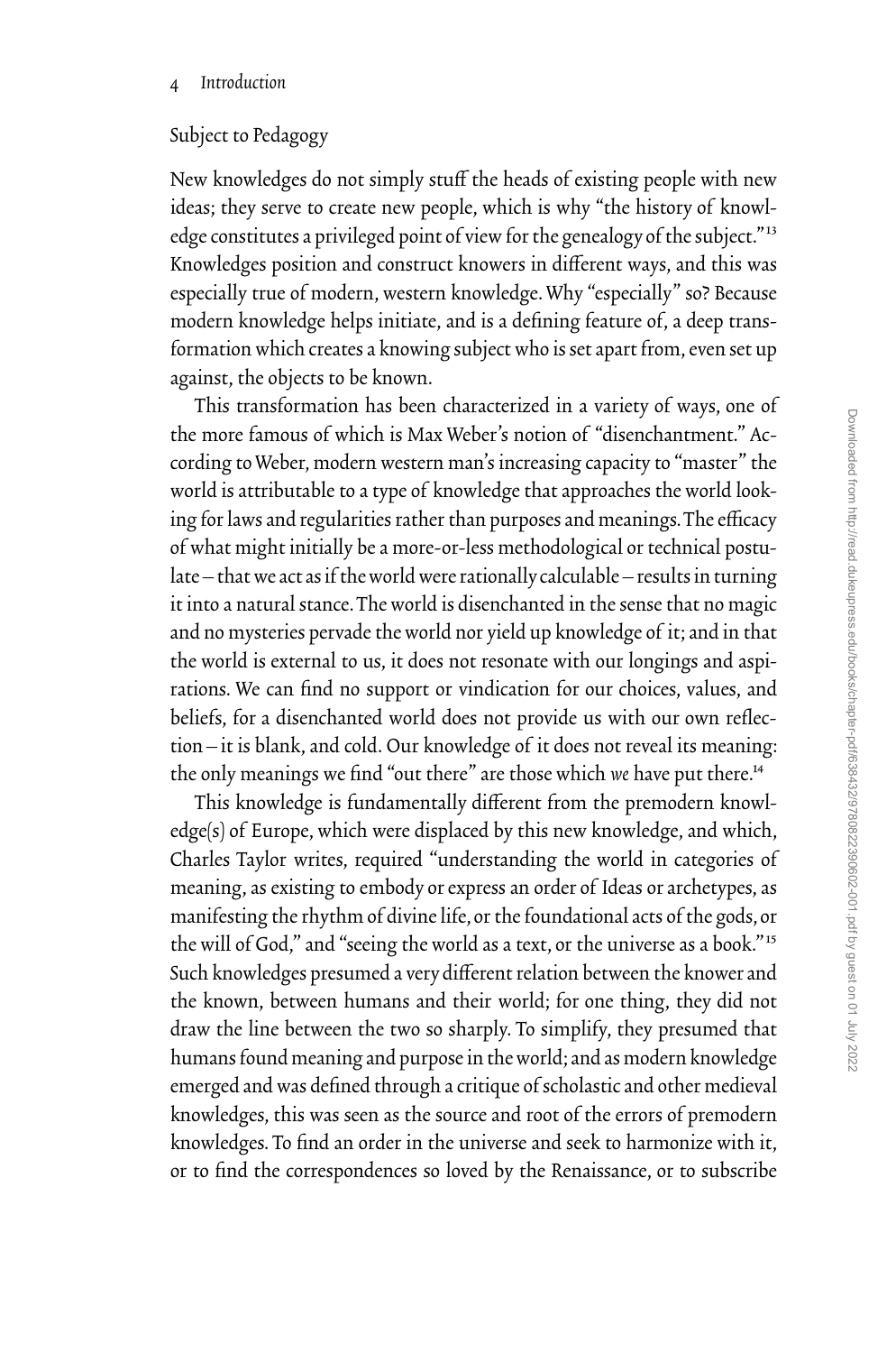## Subject to Pedagogy

New knowledges do not simply stuff the heads of existing people with new ideas; they serve to create new people, which is why "the history of knowledge constitutes a privileged point of view for the genealogy of the subject."[13] Knowledges position and construct knowers in different ways, and this was especially true of modern, western knowledge. Why "especially" so? Because modern knowledge helps initiate, and is a defining feature of, a deep transformation which creates a knowing subject who is set apart from, even set up against, the objects to be known.

This transformation has been characterized in a variety of ways, one of the more famous of which is Max Weber's notion of "disenchantment." According to Weber, modern western man's increasing capacity to "master" the world is attributable to a type of knowledge that approaches the world looking for laws and regularities rather than purposes and meanings. The efficacy of what might initially be a more-or-less methodological or technical postulate – that we act as if the world were rationally calculable – results in turning it into a natural stance. The world is disenchanted in the sense that no magic and no mysteries pervade the world nor yield up knowledge of it; and in that the world is external to us, it does not resonate with our longings and aspirations. We can find no support or vindication for our choices, values, and beliefs, for a disenchanted world does not provide us with our own reflection – it is blank, and cold. Our knowledge of it does not reveal its meaning: the only meanings we find "out there" are those which *we* have put there.[14]

This knowledge is fundamentally different from the premodern knowledge(s) of Europe, which were displaced by this new knowledge, and which, Charles Taylor writes, required "understanding the world in categories of meaning, as existing to embody or express an order of Ideas or archetypes, as manifesting the rhythm of divine life, or the foundational acts of the gods, or the will of God," and "seeing the world as a text, or the universe as a book."[15] Such knowledges presumed a very different relation between the knower and the known, between humans and their world; for one thing, they did not draw the line between the two so sharply. To simplify, they presumed that humans found meaning and purpose in the world; and as modern knowledge emerged and was defined through a critique of scholastic and other medieval knowledges, this was seen as the source and root of the errors of premodern knowledges. To find an order in the universe and seek to harmonize with it, or to find the correspondences so loved by the Renaissance, or to subscribe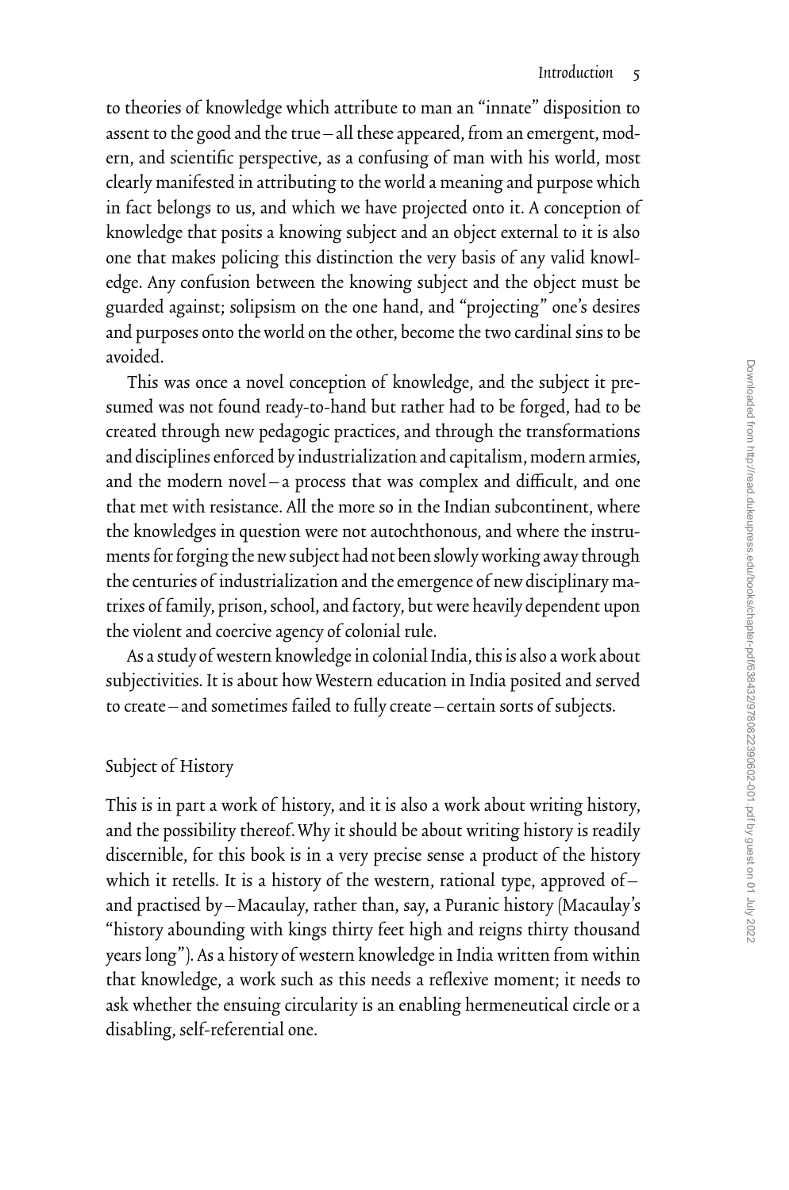to theories of knowledge which attribute to man an "innate" disposition to assent to the good and the true—all these appeared, from an emergent, modern, and scientific perspective, as a confusing of man with his world, most clearly manifested in attributing to the world a meaning and purpose which in fact belongs to us, and which we have projected onto it. A conception of knowledge that posits a knowing subject and an object external to it is also one that makes policing this distinction the very basis of any valid knowledge. Any confusion between the knowing subject and the object must be guarded against; solipsism on the one hand, and "projecting" one's desires and purposes onto the world on the other, become the two cardinal sins to be avoided.

This was once a novel conception of knowledge, and the subject it presumed was not found ready-to-hand but rather had to be forged, had to be created through new pedagogic practices, and through the transformations and disciplines enforced by industrialization and capitalism, modern armies, and the modern novel—a process that was complex and difficult, and one that met with resistance. All the more so in the Indian subcontinent, where the knowledges in question were not autochthonous, and where the instruments for forging the new subject had not been slowly working away through the centuries of industrialization and the emergence of new disciplinary matrixes of family, prison, school, and factory, but were heavily dependent upon the violent and coercive agency of colonial rule.

As a study of western knowledge in colonial India, this is also a work about subjectivities. It is about how Western education in India posited and served to create—and sometimes failed to fully create—certain sorts of subjects.

## Subject of History

This is in part a work of history, and it is also a work about writing history, and the possibility thereof. Why it should be about writing history is readily discernible, for this book is in a very precise sense a product of the history which it retells. It is a history of the western, rational type, approved of—and practised by—Macaulay, rather than, say, a Puranic history (Macaulay's "history abounding with kings thirty feet high and reigns thirty thousand years long"). As a history of western knowledge in India written from within that knowledge, a work such as this needs a reflexive moment; it needs to ask whether the ensuing circularity is an enabling hermeneutical circle or a disabling, self-referential one.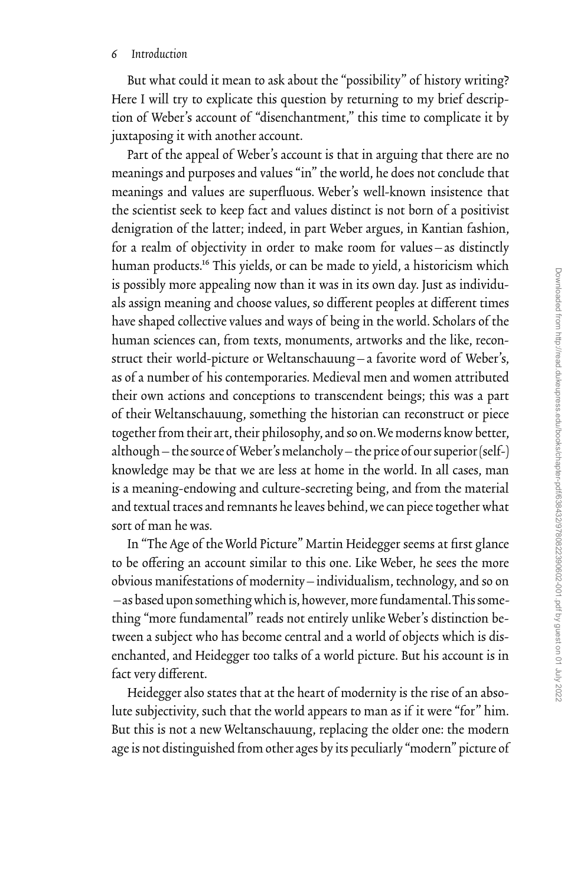But what could it mean to ask about the "possibility" of history writing? Here I will try to explicate this question by returning to my brief description of Weber's account of "disenchantment," this time to complicate it by juxtaposing it with another account.

Part of the appeal of Weber's account is that in arguing that there are no meanings and purposes and values "in" the world, he does not conclude that meanings and values are superfluous. Weber's well-known insistence that the scientist seek to keep fact and values distinct is not born of a positivist denigration of the latter; indeed, in part Weber argues, in Kantian fashion, for a realm of objectivity in order to make room for values—as distinctly human products.[16] This yields, or can be made to yield, a historicism which is possibly more appealing now than it was in its own day. Just as individuals assign meaning and choose values, so different peoples at different times have shaped collective values and ways of being in the world. Scholars of the human sciences can, from texts, monuments, artworks and the like, reconstruct their world-picture or Weltanschauung—a favorite word of Weber's, as of a number of his contemporaries. Medieval men and women attributed their own actions and conceptions to transcendent beings; this was a part of their Weltanschauung, something the historian can reconstruct or piece together from their art, their philosophy, and so on. We moderns know better, although—the source of Weber's melancholy—the price of our superior (self-) knowledge may be that we are less at home in the world. In all cases, man is a meaning-endowing and culture-secreting being, and from the material and textual traces and remnants he leaves behind, we can piece together what sort of man he was.

In "The Age of the World Picture" Martin Heidegger seems at first glance to be offering an account similar to this one. Like Weber, he sees the more obvious manifestations of modernity—individualism, technology, and so on—as based upon something which is, however, more fundamental. This something "more fundamental" reads not entirely unlike Weber's distinction between a subject who has become central and a world of objects which is disenchanted, and Heidegger too talks of a world picture. But his account is in fact very different.

Heidegger also states that at the heart of modernity is the rise of an absolute subjectivity, such that the world appears to man as if it were "for" him. But this is not a new Weltanschauung, replacing the older one: the modern age is not distinguished from other ages by its peculiarly "modern" picture of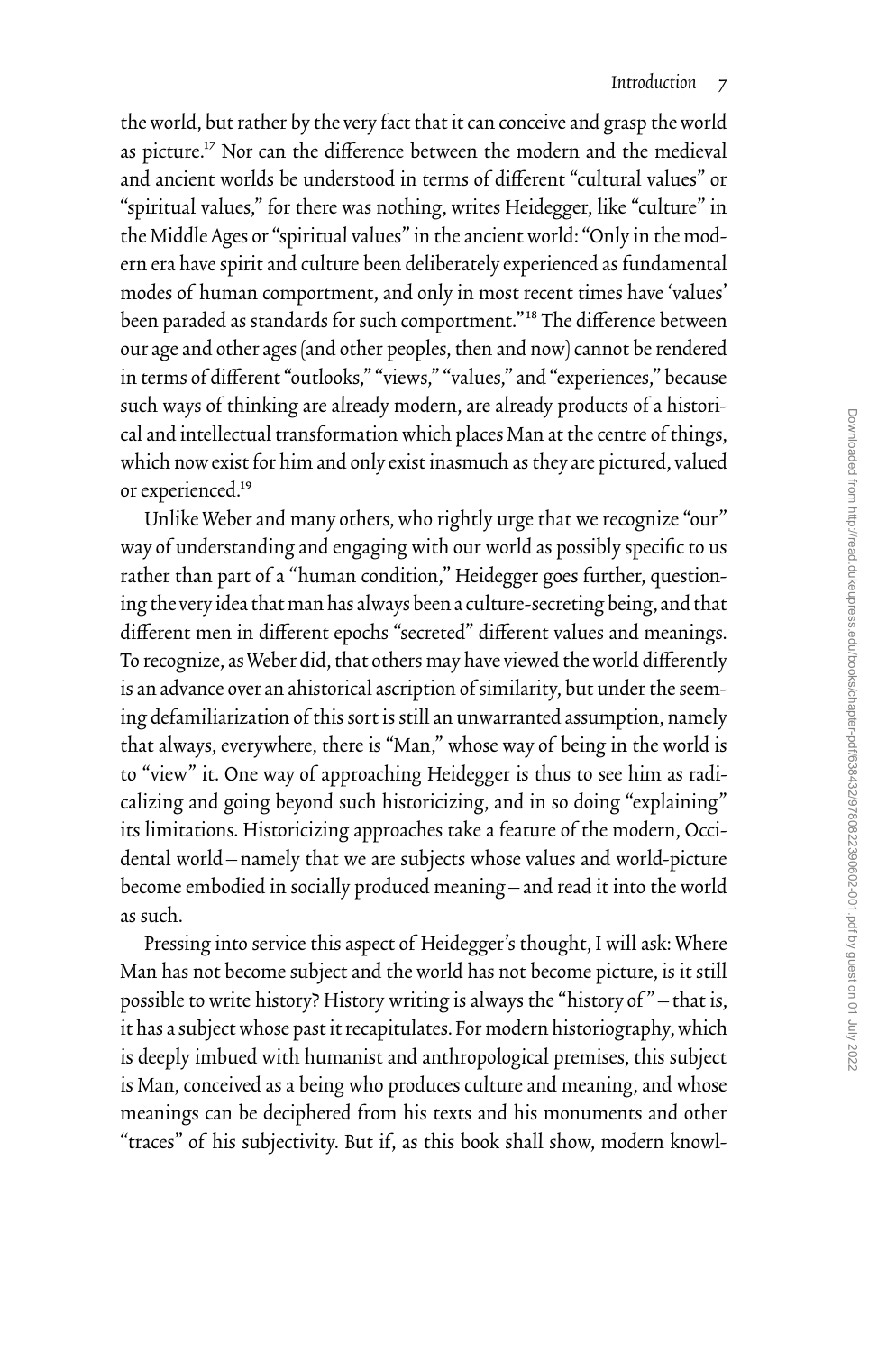the world, but rather by the very fact that it can conceive and grasp the world as picture.[17] Nor can the difference between the modern and the medieval and ancient worlds be understood in terms of different "cultural values" or "spiritual values," for there was nothing, writes Heidegger, like "culture" in the Middle Ages or "spiritual values" in the ancient world: "Only in the modern era have spirit and culture been deliberately experienced as fundamental modes of human comportment, and only in most recent times have 'values' been paraded as standards for such comportment."[18] The difference between our age and other ages (and other peoples, then and now) cannot be rendered in terms of different "outlooks," "views," "values," and "experiences," because such ways of thinking are already modern, are already products of a historical and intellectual transformation which places Man at the centre of things, which now exist for him and only exist inasmuch as they are pictured, valued or experienced.[19]

Unlike Weber and many others, who rightly urge that we recognize "our" way of understanding and engaging with our world as possibly specific to us rather than part of a "human condition," Heidegger goes further, questioning the very idea that man has always been a culture-secreting being, and that different men in different epochs "secreted" different values and meanings. To recognize, as Weber did, that others may have viewed the world differently is an advance over an ahistorical ascription of similarity, but under the seeming defamiliarization of this sort is still an unwarranted assumption, namely that always, everywhere, there is "Man," whose way of being in the world is to "view" it. One way of approaching Heidegger is thus to see him as radicalizing and going beyond such historicizing, and in so doing "explaining" its limitations. Historicizing approaches take a feature of the modern, Occidental world – namely that we are subjects whose values and world-picture become embodied in socially produced meaning – and read it into the world as such.

Pressing into service this aspect of Heidegger's thought, I will ask: Where Man has not become subject and the world has not become picture, is it still possible to write history? History writing is always the "history of" – that is, it has a subject whose past it recapitulates. For modern historiography, which is deeply imbued with humanist and anthropological premises, this subject is Man, conceived as a being who produces culture and meaning, and whose meanings can be deciphered from his texts and his monuments and other "traces" of his subjectivity. But if, as this book shall show, modern knowl-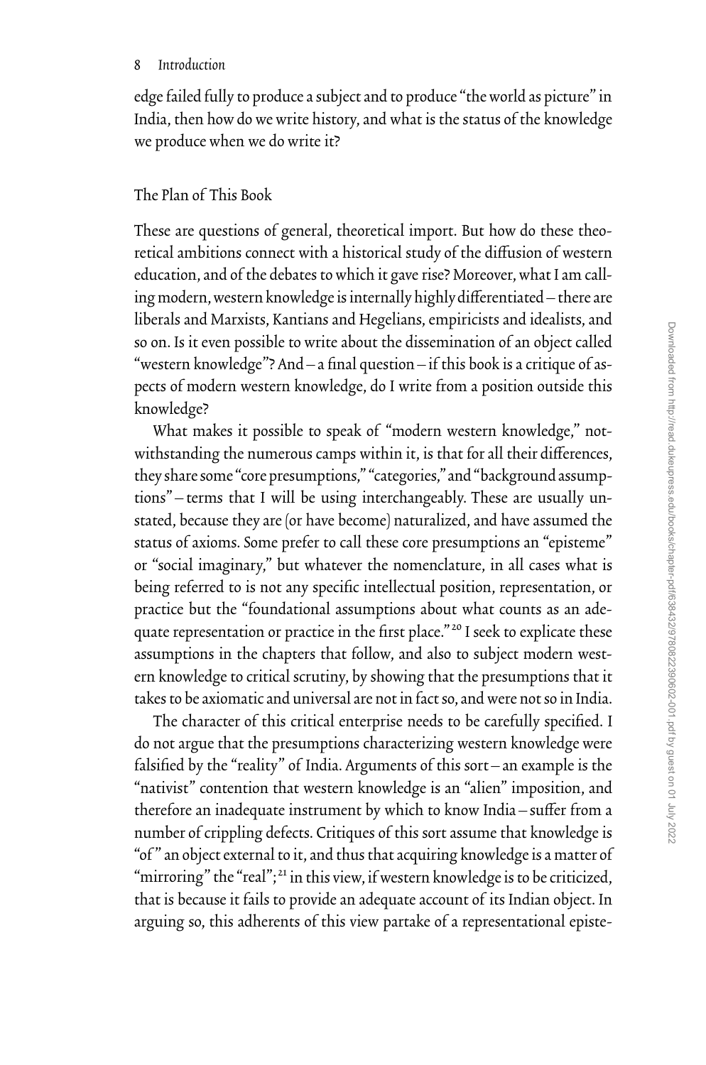edge failed fully to produce a subject and to produce "the world as picture" in India, then how do we write history, and what is the status of the knowledge we produce when we do write it?

## The Plan of This Book

These are questions of general, theoretical import. But how do these theoretical ambitions connect with a historical study of the diffusion of western education, and of the debates to which it gave rise? Moreover, what I am calling modern, western knowledge is internally highly differentiated—there are liberals and Marxists, Kantians and Hegelians, empiricists and idealists, and so on. Is it even possible to write about the dissemination of an object called "western knowledge"? And—a final question—if this book is a critique of aspects of modern western knowledge, do I write from a position outside this knowledge?

What makes it possible to speak of "modern western knowledge," notwithstanding the numerous camps within it, is that for all their differences, they share some "core presumptions," "categories," and "background assumptions"—terms that I will be using interchangeably. These are usually unstated, because they are (or have become) naturalized, and have assumed the status of axioms. Some prefer to call these core presumptions an "episteme" or "social imaginary," but whatever the nomenclature, in all cases what is being referred to is not any specific intellectual position, representation, or practice but the "foundational assumptions about what counts as an adequate representation or practice in the first place."[20] I seek to explicate these assumptions in the chapters that follow, and also to subject modern western knowledge to critical scrutiny, by showing that the presumptions that it takes to be axiomatic and universal are not in fact so, and were not so in India.

The character of this critical enterprise needs to be carefully specified. I do not argue that the presumptions characterizing western knowledge were falsified by the "reality" of India. Arguments of this sort—an example is the "nativist" contention that western knowledge is an "alien" imposition, and therefore an inadequate instrument by which to know India—suffer from a number of crippling defects. Critiques of this sort assume that knowledge is "of" an object external to it, and thus that acquiring knowledge is a matter of "mirroring" the "real";[21] in this view, if western knowledge is to be criticized, that is because it fails to provide an adequate account of its Indian object. In arguing so, this adherents of this view partake of a representational episte-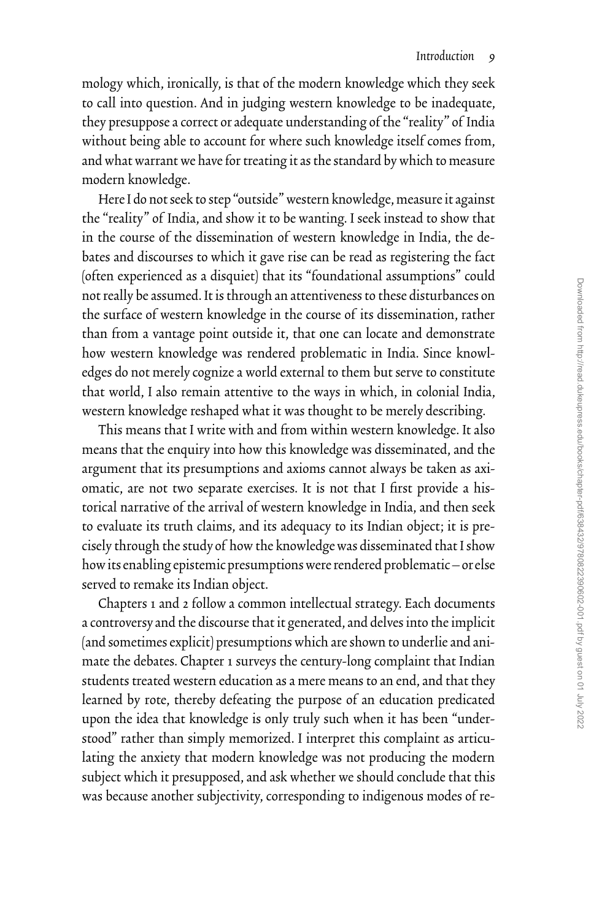mology which, ironically, is that of the modern knowledge which they seek to call into question. And in judging western knowledge to be inadequate, they presuppose a correct or adequate understanding of the "reality" of India without being able to account for where such knowledge itself comes from, and what warrant we have for treating it as the standard by which to measure modern knowledge.

Here I do not seek to step "outside" western knowledge, measure it against the "reality" of India, and show it to be wanting. I seek instead to show that in the course of the dissemination of western knowledge in India, the debates and discourses to which it gave rise can be read as registering the fact (often experienced as a disquiet) that its "foundational assumptions" could not really be assumed. It is through an attentiveness to these disturbances on the surface of western knowledge in the course of its dissemination, rather than from a vantage point outside it, that one can locate and demonstrate how western knowledge was rendered problematic in India. Since knowledges do not merely cognize a world external to them but serve to constitute that world, I also remain attentive to the ways in which, in colonial India, western knowledge reshaped what it was thought to be merely describing.

This means that I write with and from within western knowledge. It also means that the enquiry into how this knowledge was disseminated, and the argument that its presumptions and axioms cannot always be taken as axiomatic, are not two separate exercises. It is not that I first provide a historical narrative of the arrival of western knowledge in India, and then seek to evaluate its truth claims, and its adequacy to its Indian object; it is precisely through the study of how the knowledge was disseminated that I show how its enabling epistemic presumptions were rendered problematic—or else served to remake its Indian object.

Chapters 1 and 2 follow a common intellectual strategy. Each documents a controversy and the discourse that it generated, and delves into the implicit (and sometimes explicit) presumptions which are shown to underlie and animate the debates. Chapter 1 surveys the century-long complaint that Indian students treated western education as a mere means to an end, and that they learned by rote, thereby defeating the purpose of an education predicated upon the idea that knowledge is only truly such when it has been "understood" rather than simply memorized. I interpret this complaint as articulating the anxiety that modern knowledge was not producing the modern subject which it presupposed, and ask whether we should conclude that this was because another subjectivity, corresponding to indigenous modes of re-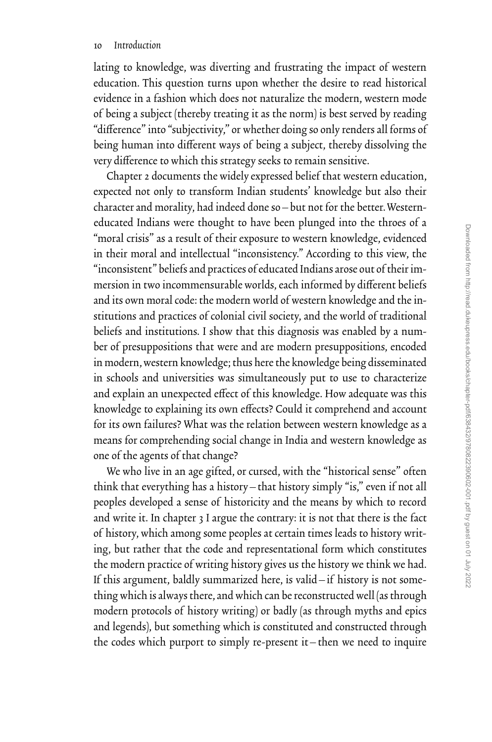lating to knowledge, was diverting and frustrating the impact of western education. This question turns upon whether the desire to read historical evidence in a fashion which does not naturalize the modern, western mode of being a subject (thereby treating it as the norm) is best served by reading "difference" into "subjectivity," or whether doing so only renders all forms of being human into different ways of being a subject, thereby dissolving the very difference to which this strategy seeks to remain sensitive.

Chapter 2 documents the widely expressed belief that western education, expected not only to transform Indian students' knowledge but also their character and morality, had indeed done so—but not for the better. Western-educated Indians were thought to have been plunged into the throes of a "moral crisis" as a result of their exposure to western knowledge, evidenced in their moral and intellectual "inconsistency." According to this view, the "inconsistent" beliefs and practices of educated Indians arose out of their immersion in two incommensurable worlds, each informed by different beliefs and its own moral code: the modern world of western knowledge and the institutions and practices of colonial civil society, and the world of traditional beliefs and institutions. I show that this diagnosis was enabled by a number of presuppositions that were and are modern presuppositions, encoded in modern, western knowledge; thus here the knowledge being disseminated in schools and universities was simultaneously put to use to characterize and explain an unexpected effect of this knowledge. How adequate was this knowledge to explaining its own effects? Could it comprehend and account for its own failures? What was the relation between western knowledge as a means for comprehending social change in India and western knowledge as one of the agents of that change?

We who live in an age gifted, or cursed, with the "historical sense" often think that everything has a history—that history simply "is," even if not all peoples developed a sense of historicity and the means by which to record and write it. In chapter 3 I argue the contrary: it is not that there is the fact of history, which among some peoples at certain times leads to history writing, but rather that the code and representational form which constitutes the modern practice of writing history gives us the history we think we had. If this argument, baldly summarized here, is valid—if history is not something which is always there, and which can be reconstructed well (as through modern protocols of history writing) or badly (as through myths and epics and legends), but something which is constituted and constructed through the codes which purport to simply re-present it—then we need to inquire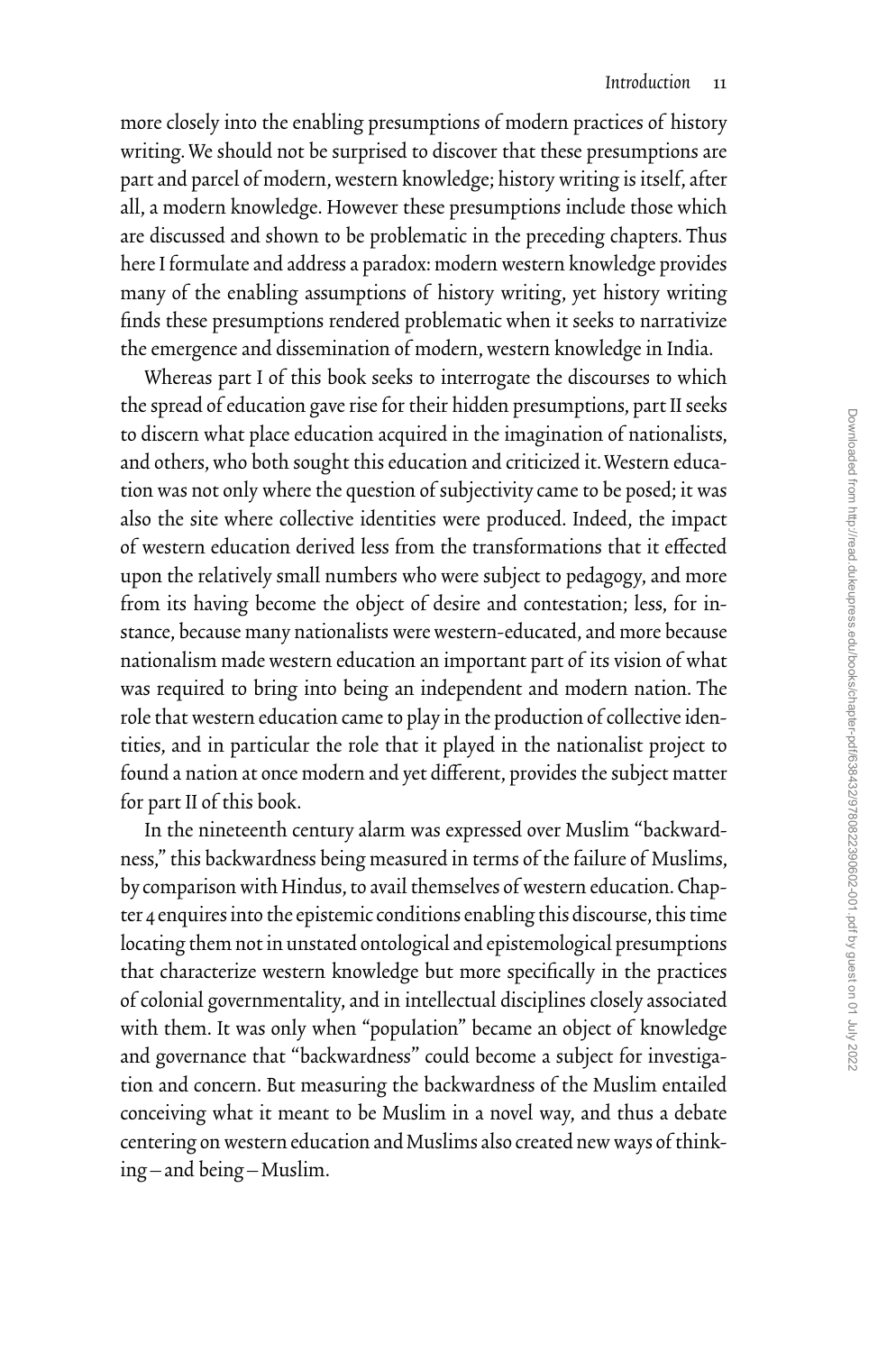more closely into the enabling presumptions of modern practices of history writing. We should not be surprised to discover that these presumptions are part and parcel of modern, western knowledge; history writing is itself, after all, a modern knowledge. However these presumptions include those which are discussed and shown to be problematic in the preceding chapters. Thus here I formulate and address a paradox: modern western knowledge provides many of the enabling assumptions of history writing, yet history writing finds these presumptions rendered problematic when it seeks to narrativize the emergence and dissemination of modern, western knowledge in India.

Whereas part I of this book seeks to interrogate the discourses to which the spread of education gave rise for their hidden presumptions, part II seeks to discern what place education acquired in the imagination of nationalists, and others, who both sought this education and criticized it. Western education was not only where the question of subjectivity came to be posed; it was also the site where collective identities were produced. Indeed, the impact of western education derived less from the transformations that it effected upon the relatively small numbers who were subject to pedagogy, and more from its having become the object of desire and contestation; less, for instance, because many nationalists were western-educated, and more because nationalism made western education an important part of its vision of what was required to bring into being an independent and modern nation. The role that western education came to play in the production of collective identities, and in particular the role that it played in the nationalist project to found a nation at once modern and yet different, provides the subject matter for part II of this book.

In the nineteenth century alarm was expressed over Muslim "backwardness," this backwardness being measured in terms of the failure of Muslims, by comparison with Hindus, to avail themselves of western education. Chapter 4 enquires into the epistemic conditions enabling this discourse, this time locating them not in unstated ontological and epistemological presumptions that characterize western knowledge but more specifically in the practices of colonial governmentality, and in intellectual disciplines closely associated with them. It was only when "population" became an object of knowledge and governance that "backwardness" could become a subject for investigation and concern. But measuring the backwardness of the Muslim entailed conceiving what it meant to be Muslim in a novel way, and thus a debate centering on western education and Muslims also created new ways of thinking – and being – Muslim.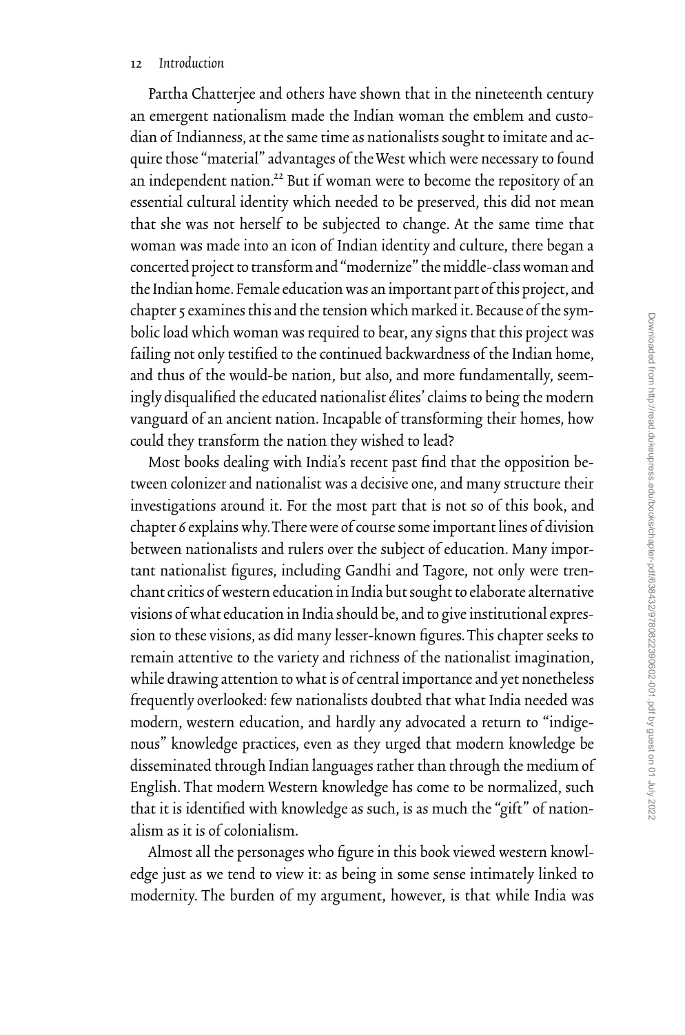Partha Chatterjee and others have shown that in the nineteenth century an emergent nationalism made the Indian woman the emblem and custodian of Indianness, at the same time as nationalists sought to imitate and acquire those "material" advantages of the West which were necessary to found an independent nation.[22] But if woman were to become the repository of an essential cultural identity which needed to be preserved, this did not mean that she was not herself to be subjected to change. At the same time that woman was made into an icon of Indian identity and culture, there began a concerted project to transform and "modernize" the middle-class woman and the Indian home. Female education was an important part of this project, and chapter 5 examines this and the tension which marked it. Because of the symbolic load which woman was required to bear, any signs that this project was failing not only testified to the continued backwardness of the Indian home, and thus of the would-be nation, but also, and more fundamentally, seemingly disqualified the educated nationalist élites' claims to being the modern vanguard of an ancient nation. Incapable of transforming their homes, how could they transform the nation they wished to lead?

Most books dealing with India's recent past find that the opposition between colonizer and nationalist was a decisive one, and many structure their investigations around it. For the most part that is not so of this book, and chapter 6 explains why. There were of course some important lines of division between nationalists and rulers over the subject of education. Many important nationalist figures, including Gandhi and Tagore, not only were trenchant critics of western education in India but sought to elaborate alternative visions of what education in India should be, and to give institutional expression to these visions, as did many lesser-known figures. This chapter seeks to remain attentive to the variety and richness of the nationalist imagination, while drawing attention to what is of central importance and yet nonetheless frequently overlooked: few nationalists doubted that what India needed was modern, western education, and hardly any advocated a return to "indigenous" knowledge practices, even as they urged that modern knowledge be disseminated through Indian languages rather than through the medium of English. That modern Western knowledge has come to be normalized, such that it is identified with knowledge as such, is as much the "gift" of nationalism as it is of colonialism.

Almost all the personages who figure in this book viewed western knowledge just as we tend to view it: as being in some sense intimately linked to modernity. The burden of my argument, however, is that while India was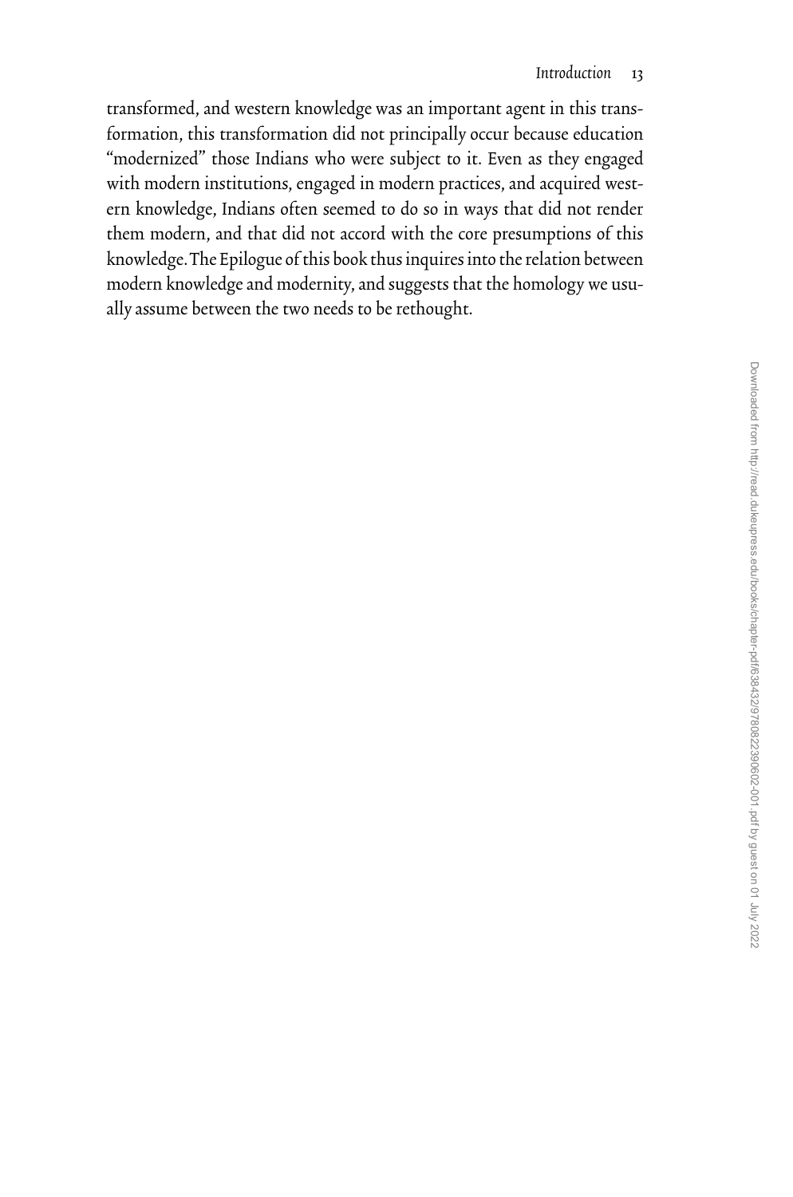transformed, and western knowledge was an important agent in this transformation, this transformation did not principally occur because education "modernized" those Indians who were subject to it. Even as they engaged with modern institutions, engaged in modern practices, and acquired western knowledge, Indians often seemed to do so in ways that did not render them modern, and that did not accord with the core presumptions of this knowledge. The Epilogue of this book thus inquires into the relation between modern knowledge and modernity, and suggests that the homology we usually assume between the two needs to be rethought.